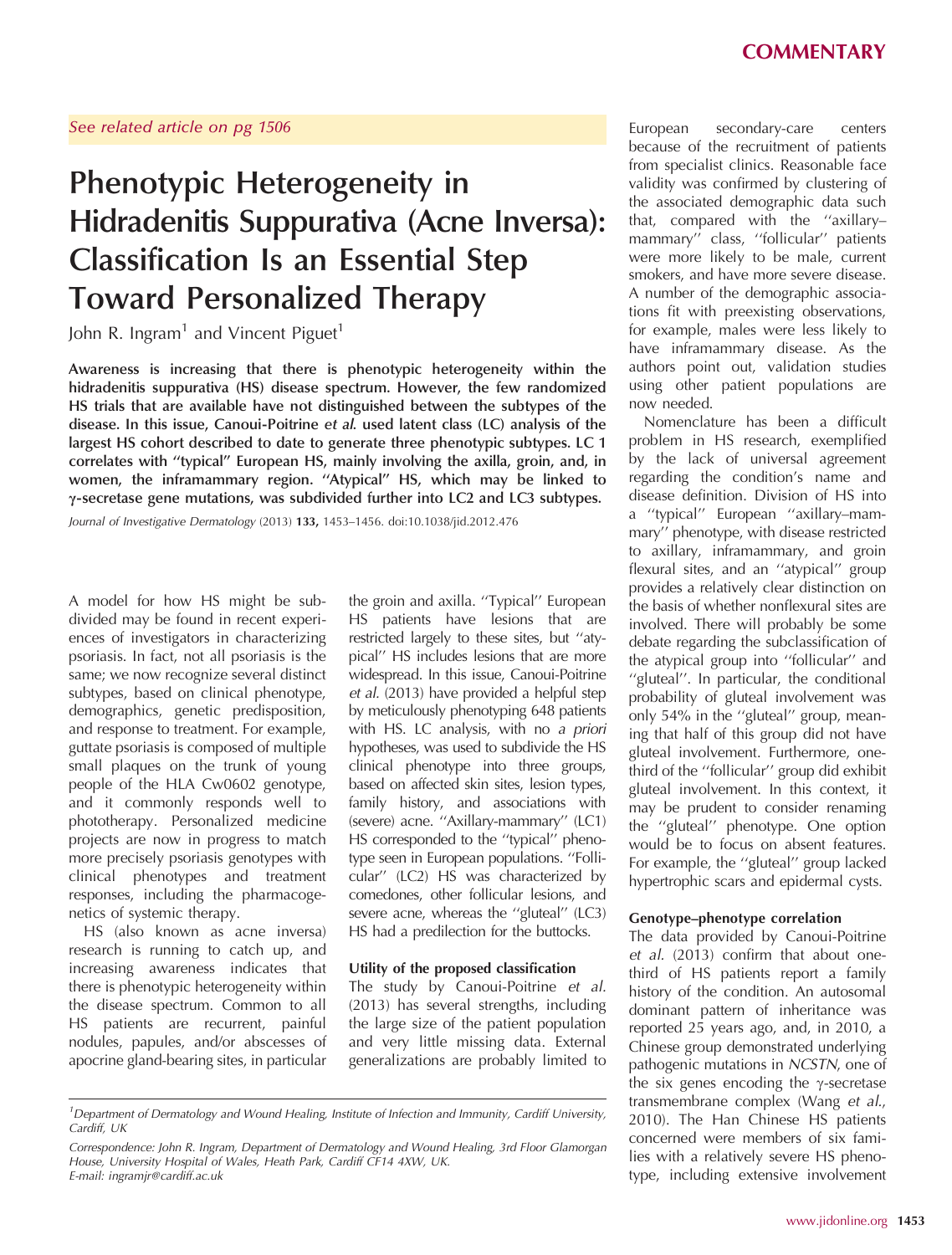COMMENTARY

See related article on pg 1506

# Phenotypic Heterogeneity in Hidradenitis Suppurativa (Acne Inversa): Classification Is an Essential Step Toward Personalized Therapy

John R. Ingram[1] and Vincent Piguet[1]

**Awareness is increasing that there is phenotypic heterogeneity within the hidradenitis suppurativa (HS) disease spectrum. However, the few randomized HS trials that are available have not distinguished between the subtypes of the disease. In this issue, Canoui-Poitrine *et al.* used latent class (LC) analysis of the largest HS cohort described to date to generate three phenotypic subtypes. LC 1 correlates with ''typical'' European HS, mainly involving the axilla, groin, and, in women, the inframammary region. ''Atypical'' HS, which may be linked to γ-secretase gene mutations, was subdivided further into LC2 and LC3 subtypes.**

*Journal of Investigative Dermatology* (2013) **133,** 1453–1456. doi:10.1038/jid.2012.476

A model for how HS might be subdivided may be found in recent experiences of investigators in characterizing psoriasis. In fact, not all psoriasis is the same; we now recognize several distinct subtypes, based on clinical phenotype, demographics, genetic predisposition, and response to treatment. For example, guttate psoriasis is composed of multiple small plaques on the trunk of young people of the HLA Cw0602 genotype, and it commonly responds well to phototherapy. Personalized medicine projects are now in progress to match more precisely psoriasis genotypes with clinical phenotypes and treatment responses, including the pharmacogenetics of systemic therapy.

HS (also known as acne inversa) research is running to catch up, and increasing awareness indicates that there is phenotypic heterogeneity within the disease spectrum. Common to all HS patients are recurrent, painful nodules, papules, and/or abscesses of apocrine gland-bearing sites, in particular the groin and axilla. ''Typical'' European HS patients have lesions that are restricted largely to these sites, but ''atypical'' HS includes lesions that are more widespread. In this issue, Canoui-Poitrine *et al.* (2013) have provided a helpful step by meticulously phenotyping 648 patients with HS. LC analysis, with no *a priori* hypotheses, was used to subdivide the HS clinical phenotype into three groups, based on affected skin sites, lesion types, family history, and associations with (severe) acne. ''Axillary-mammary'' (LC1) HS corresponded to the ''typical'' phenotype seen in European populations. ''Follicular'' (LC2) HS was characterized by comedones, other follicular lesions, and severe acne, whereas the ''gluteal'' (LC3) HS had a predilection for the buttocks.

### Utility of the proposed classification

The study by Canoui-Poitrine *et al.* (2013) has several strengths, including the large size of the patient population and very little missing data. External generalizations are probably limited to European secondary-care centers because of the recruitment of patients from specialist clinics. Reasonable face validity was confirmed by clustering of the associated demographic data such that, compared with the ''axillary–mammary'' class, ''follicular'' patients were more likely to be male, current smokers, and have more severe disease. A number of the demographic associations fit with preexisting observations, for example, males were less likely to have inframammary disease. As the authors point out, validation studies using other patient populations are now needed.

Nomenclature has been a difficult problem in HS research, exemplified by the lack of universal agreement regarding the condition's name and disease definition. Division of HS into a ''typical'' European ''axillary–mammary'' phenotype, with disease restricted to axillary, inframammary, and groin flexural sites, and an ''atypical'' group provides a relatively clear distinction on the basis of whether nonflexural sites are involved. There will probably be some debate regarding the subclassification of the atypical group into ''follicular'' and ''gluteal''. In particular, the conditional probability of gluteal involvement was only 54% in the ''gluteal'' group, meaning that half of this group did not have gluteal involvement. Furthermore, one-third of the ''follicular'' group did exhibit gluteal involvement. In this context, it may be prudent to consider renaming the ''gluteal'' phenotype. One option would be to focus on absent features. For example, the ''gluteal'' group lacked hypertrophic scars and epidermal cysts.

### Genotype–phenotype correlation

The data provided by Canoui-Poitrine *et al.* (2013) confirm that about one-third of HS patients report a family history of the condition. An autosomal dominant pattern of inheritance was reported 25 years ago, and, in 2010, a Chinese group demonstrated underlying pathogenic mutations in *NCSTN*, one of the six genes encoding the γ-secretase transmembrane complex (Wang *et al.*, 2010). The Han Chinese HS patients concerned were members of six families with a relatively severe HS phenotype, including extensive involvement

[1]Department of Dermatology and Wound Healing, Institute of Infection and Immunity, Cardiff University, Cardiff, UK

Correspondence: John R. Ingram, Department of Dermatology and Wound Healing, 3rd Floor Glamorgan House, University Hospital of Wales, Heath Park, Cardiff CF14 4XW, UK.
E-mail: ingramjr@cardiff.ac.uk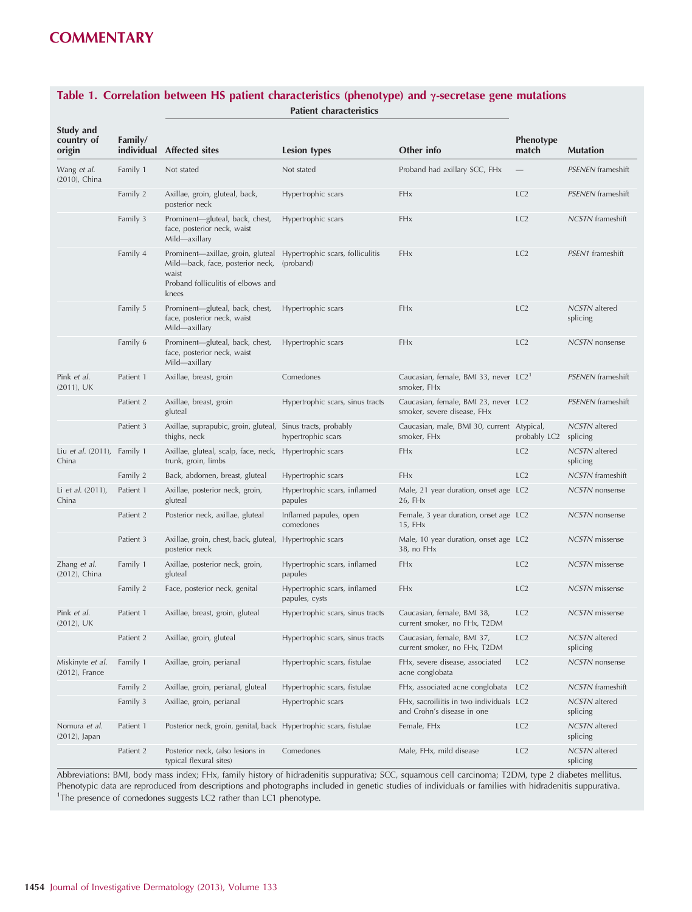### Table 1. Correlation between HS patient characteristics (phenotype) and γ-secretase gene mutations

| Study and country of origin | Family/ individual | Patient characteristics: Affected sites | Lesion types | Other info | Phenotype match | Mutation |
|---|---|---|---|---|---|---|
| Wang *et al.* (2010), China | Family 1 | Not stated | Not stated | Proband had axillary SCC, FHx | — | *PSENEN* frameshift |
| | Family 2 | Axillae, groin, gluteal, back, posterior neck | Hypertrophic scars | FHx | LC2 | *PSENEN* frameshift |
| | Family 3 | Prominent—gluteal, back, chest, face, posterior neck, waist<br>Mild—axillary | Hypertrophic scars | FHx | LC2 | *NCSTN* frameshift |
| | Family 4 | Prominent—axillae, groin, gluteal<br>Mild—back, face, posterior neck, waist<br>Proband folliculitis of elbows and knees | Hypertrophic scars, folliculitis (proband) | FHx | LC2 | *PSEN1* frameshift |
| | Family 5 | Prominent—gluteal, back, chest, face, posterior neck, waist<br>Mild—axillary | Hypertrophic scars | FHx | LC2 | *NCSTN* altered splicing |
| | Family 6 | Prominent—gluteal, back, chest, face, posterior neck, waist<br>Mild—axillary | Hypertrophic scars | FHx | LC2 | *NCSTN* nonsense |
| Pink *et al.* (2011), UK | Patient 1 | Axillae, breast, groin | Comedones | Caucasian, female, BMI 33, never smoker, FHx | LC2[1] | *PSENEN* frameshift |
| | Patient 2 | Axillae, breast, groin gluteal | Hypertrophic scars, sinus tracts | Caucasian, female, BMI 23, never smoker, severe disease, FHx | LC2 | *PSENEN* frameshift |
| | Patient 3 | Axillae, suprapubic, groin, gluteal, thighs, neck | Sinus tracts, probably hypertrophic scars | Caucasian, male, BMI 30, current smoker, FHx | Atypical, probably LC2 | *NCSTN* altered splicing |
| Liu *et al.* (2011), China | Family 1 | Axillae, gluteal, scalp, face, neck, trunk, groin, limbs | Hypertrophic scars | FHx | LC2 | *NCSTN* altered splicing |
| | Family 2 | Back, abdomen, breast, gluteal | Hypertrophic scars | FHx | LC2 | *NCSTN* frameshift |
| Li *et al.* (2011), China | Patient 1 | Axillae, posterior neck, groin, gluteal | Hypertrophic scars, inflamed papules | Male, 21 year duration, onset age 26, FHx | LC2 | *NCSTN* nonsense |
| | Patient 2 | Posterior neck, axillae, gluteal | Inflamed papules, open comedones | Female, 3 year duration, onset age 15, FHx | LC2 | *NCSTN* nonsense |
| | Patient 3 | Axillae, groin, chest, back, gluteal, posterior neck | Hypertrophic scars | Male, 10 year duration, onset age 38, no FHx | LC2 | *NCSTN* missense |
| Zhang *et al.* (2012), China | Family 1 | Axillae, posterior neck, groin, gluteal | Hypertrophic scars, inflamed papules | FHx | LC2 | *NCSTN* missense |
| | Family 2 | Face, posterior neck, genital | Hypertrophic scars, inflamed papules, cysts | FHx | LC2 | *NCSTN* missense |
| Pink *et al.* (2012), UK | Patient 1 | Axillae, breast, groin, gluteal | Hypertrophic scars, sinus tracts | Caucasian, female, BMI 38, current smoker, no FHx, T2DM | LC2 | *NCSTN* missense |
| | Patient 2 | Axillae, groin, gluteal | Hypertrophic scars, sinus tracts | Caucasian, female, BMI 37, current smoker, no FHx, T2DM | LC2 | *NCSTN* altered splicing |
| Miskinyte *et al.* (2012), France | Family 1 | Axillae, groin, perianal | Hypertrophic scars, fistulae | FHx, severe disease, associated acne conglobata | LC2 | *NCSTN* nonsense |
| | Family 2 | Axillae, groin, perianal, gluteal | Hypertrophic scars, fistulae | FHx, associated acne conglobata | LC2 | *NCSTN* frameshift |
| | Family 3 | Axillae, groin, perianal | Hypertrophic scars | FHx, sacroiliitis in two individuals and Crohn's disease in one | LC2 | *NCSTN* altered splicing |
| Nomura *et al.* (2012), Japan | Patient 1 | Posterior neck, groin, genital, back | Hypertrophic scars, fistulae | Female, FHx | LC2 | *NCSTN* altered splicing |
| | Patient 2 | Posterior neck, (also lesions in typical flexural sites) | Comedones | Male, FHx, mild disease | LC2 | *NCSTN* altered splicing |

Abbreviations: BMI, body mass index; FHx, family history of hidradenitis suppurativa; SCC, squamous cell carcinoma; T2DM, type 2 diabetes mellitus. Phenotypic data are reproduced from descriptions and photographs included in genetic studies of individuals or families with hidradenitis suppurativa.
[1]The presence of comedones suggests LC2 rather than LC1 phenotype.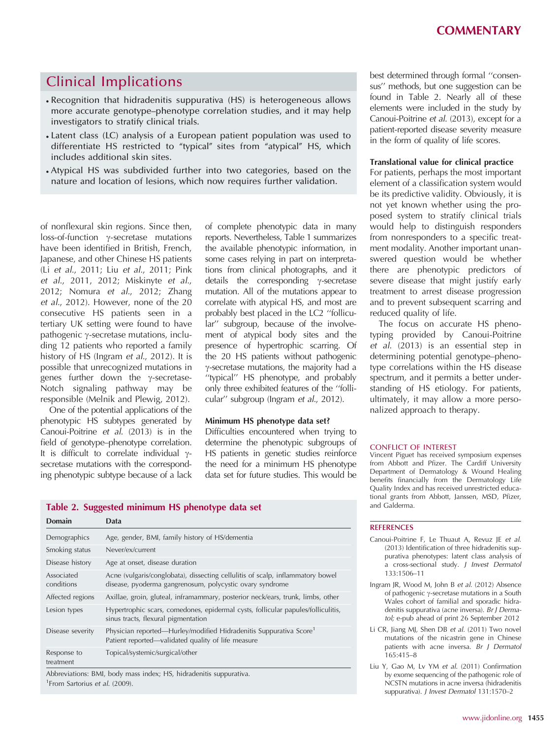## Clinical Implications

- Recognition that hidradenitis suppurativa (HS) is heterogeneous allows more accurate genotype–phenotype correlation studies, and it may help investigators to stratify clinical trials.
- Latent class (LC) analysis of a European patient population was used to differentiate HS restricted to "typical" sites from "atypical" HS, which includes additional skin sites.
- Atypical HS was subdivided further into two categories, based on the nature and location of lesions, which now requires further validation.

of nonflexural skin regions. Since then, loss-of-function γ-secretase mutations have been identified in British, French, Japanese, and other Chinese HS patients (Li *et al.*, 2011; Liu *et al.*, 2011; Pink *et al.*, 2011, 2012; Miskinyte *et al.*, 2012; Nomura *et al.*, 2012; Zhang *et al.*, 2012). However, none of the 20 consecutive HS patients seen in a tertiary UK setting were found to have pathogenic γ-secretase mutations, including 12 patients who reported a family history of HS (Ingram *et al.*, 2012). It is possible that unrecognized mutations in genes further down the γ-secretase-Notch signaling pathway may be responsible (Melnik and Plewig, 2012).

One of the potential applications of the phenotypic HS subtypes generated by Canoui-Poitrine *et al.* (2013) is in the field of genotype–phenotype correlation. It is difficult to correlate individual γ-secretase mutations with the corresponding phenotypic subtype because of a lack of complete phenotypic data in many reports. Nevertheless, Table 1 summarizes the available phenotypic information, in some cases relying in part on interpretations from clinical photographs, and it details the corresponding γ-secretase mutation. All of the mutations appear to correlate with atypical HS, and most are probably best placed in the LC2 "follicular" subgroup, because of the involvement of atypical body sites and the presence of hypertrophic scarring. Of the 20 HS patients without pathogenic γ-secretase mutations, the majority had a "typical" HS phenotype, and probably only three exhibited features of the "follicular" subgroup (Ingram *et al.*, 2012).

### Minimum HS phenotype data set?

Difficulties encountered when trying to determine the phenotypic subgroups of HS patients in genetic studies reinforce the need for a minimum HS phenotype data set for future studies. This would be best determined through formal "consensus" methods, but one suggestion can be found in Table 2. Nearly all of these elements were included in the study by Canoui-Poitrine *et al.* (2013), except for a patient-reported disease severity measure in the form of quality of life scores.

**Table 2. Suggested minimum HS phenotype data set**

| Domain | Data |
|---|---|
| Demographics | Age, gender, BMI, family history of HS/dementia |
| Smoking status | Never/ex/current |
| Disease history | Age at onset, disease duration |
| Associated conditions | Acne (vulgaris/conglobata), dissecting cellulitis of scalp, inflammatory bowel disease, pyoderma gangrenosum, polycystic ovary syndrome |
| Affected regions | Axillae, groin, gluteal, inframammary, posterior neck/ears, trunk, limbs, other |
| Lesion types | Hypertrophic scars, comedones, epidermal cysts, follicular papules/folliculitis, sinus tracts, flexural pigmentation |
| Disease severity | Physician reported—Hurley/modified Hidradenitis Suppurativa Score[1] Patient reported—validated quality of life measure |
| Response to treatment | Topical/systemic/surgical/other |

Abbreviations: BMI, body mass index; HS, hidradenitis suppurativa.
[1]From Sartorius *et al.* (2009).

### Translational value for clinical practice

For patients, perhaps the most important element of a classification system would be its predictive validity. Obviously, it is not yet known whether using the proposed system to stratify clinical trials would help to distinguish responders from nonresponders to a specific treatment modality. Another important unanswered question would be whether there are phenotypic predictors of severe disease that might justify early treatment to arrest disease progression and to prevent subsequent scarring and reduced quality of life.

The focus on accurate HS phenotyping provided by Canoui-Poitrine *et al.* (2013) is an essential step in determining potential genotype–phenotype correlations within the HS disease spectrum, and it permits a better understanding of HS etiology. For patients, ultimately, it may allow a more personalized approach to therapy.

#### CONFLICT OF INTEREST

Vincent Piguet has received symposium expenses from Abbott and Pfizer. The Cardiff University Department of Dermatology & Wound Healing benefits financially from the Dermatology Life Quality Index and has received unrestricted educational grants from Abbott, Janssen, MSD, Pfizer, and Galderma.

#### REFERENCES

Canoui-Poitrine F, Le Thuaut A, Revuz JE *et al.* (2013) Identification of three hidradenitis suppurativa phenotypes: latent class analysis of a cross-sectional study. *J Invest Dermatol* 133:1506–11

Ingram JR, Wood M, John B *et al.* (2012) Absence of pathogenic γ-secretase mutations in a South Wales cohort of familial and sporadic hidradenitis suppurativa (acne inversa). *Br J Dermatol;* e-pub ahead of print 26 September 2012

Li CR, Jiang MJ, Shen DB *et al.* (2011) Two novel mutations of the nicastrin gene in Chinese patients with acne inversa. *Br J Dermatol* 165:415–8

Liu Y, Gao M, Lv YM *et al.* (2011) Confirmation by exome sequencing of the pathogenic role of NCSTN mutations in acne inversa (hidradenitis suppurativa). *J Invest Dermatol* 131:1570–2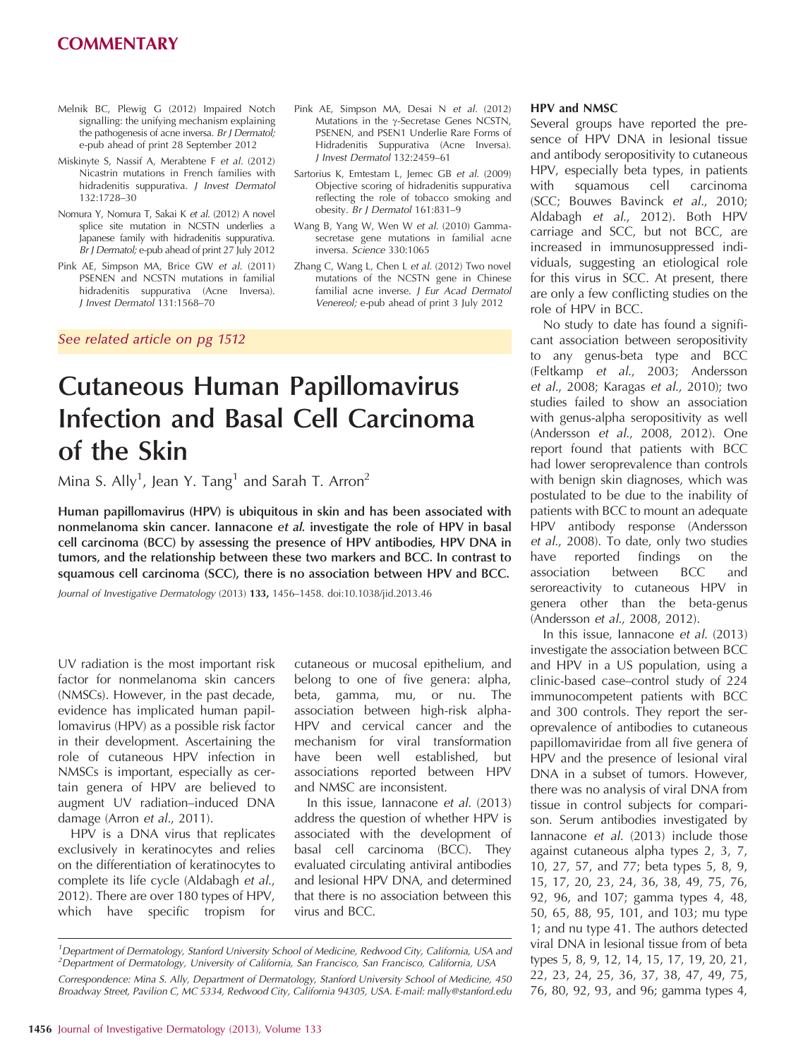Melnik BC, Plewig G (2012) Impaired Notch signalling: the unifying mechanism explaining the pathogenesis of acne inversa. *Br J Dermatol;* e-pub ahead of print 28 September 2012

Miskinyte S, Nassif A, Merabtene F *et al.* (2012) Nicastrin mutations in French families with hidradenitis suppurativa. *J Invest Dermatol* 132:1728–30

Nomura Y, Nomura T, Sakai K *et al.* (2012) A novel splice site mutation in NCSTN underlies a Japanese family with hidradenitis suppurativa. *Br J Dermatol;* e-pub ahead of print 27 July 2012

Pink AE, Simpson MA, Brice GW *et al.* (2011) PSENEN and NCSTN mutations in familial hidradenitis suppurativa (Acne Inversa). *J Invest Dermatol* 131:1568–70

Pink AE, Simpson MA, Desai N *et al.* (2012) Mutations in the γ-Secretase Genes NCSTN, PSENEN, and PSEN1 Underlie Rare Forms of Hidradenitis Suppurativa (Acne Inversa). *J Invest Dermatol* 132:2459–61

Sartorius K, Emtestam L, Jemec GB *et al.* (2009) Objective scoring of hidradenitis suppurativa reflecting the role of tobacco smoking and obesity. *Br J Dermatol* 161:831–9

Wang B, Yang W, Wen W *et al.* (2010) Gamma-secretase gene mutations in familial acne inversa. *Science* 330:1065

Zhang C, Wang L, Chen L *et al.* (2012) Two novel mutations of the NCSTN gene in Chinese familial acne inverse. *J Eur Acad Dermatol Venereol;* e-pub ahead of print 3 July 2012

*See related article on pg 1512*

# Cutaneous Human Papillomavirus Infection and Basal Cell Carcinoma of the Skin

Mina S. Ally[1], Jean Y. Tang[1] and Sarah T. Arron[2]

**Human papillomavirus (HPV) is ubiquitous in skin and has been associated with nonmelanoma skin cancer. Iannacone *et al.* investigate the role of HPV in basal cell carcinoma (BCC) by assessing the presence of HPV antibodies, HPV DNA in tumors, and the relationship between these two markers and BCC. In contrast to squamous cell carcinoma (SCC), there is no association between HPV and BCC.**

*Journal of Investigative Dermatology* (2013) **133,** 1456–1458. doi:10.1038/jid.2013.46

UV radiation is the most important risk factor for nonmelanoma skin cancers (NMSCs). However, in the past decade, evidence has implicated human papillomavirus (HPV) as a possible risk factor in their development. Ascertaining the role of cutaneous HPV infection in NMSCs is important, especially as certain genera of HPV are believed to augment UV radiation–induced DNA damage (Arron *et al.*, 2011).

HPV is a DNA virus that replicates exclusively in keratinocytes and relies on the differentiation of keratinocytes to complete its life cycle (Aldabagh *et al.*, 2012). There are over 180 types of HPV, which have specific tropism for cutaneous or mucosal epithelium, and belong to one of five genera: alpha, beta, gamma, mu, or nu. The association between high-risk alpha-HPV and cervical cancer and the mechanism for viral transformation have been well established, but associations reported between HPV and NMSC are inconsistent.

In this issue, Iannacone *et al.* (2013) address the question of whether HPV is associated with the development of basal cell carcinoma (BCC). They evaluated circulating antiviral antibodies and lesional HPV DNA, and determined that there is no association between this virus and BCC.

[1]Department of Dermatology, Stanford University School of Medicine, Redwood City, California, USA and [2]Department of Dermatology, University of California, San Francisco, San Francisco, California, USA

Correspondence: Mina S. Ally, Department of Dermatology, Stanford University School of Medicine, 450 Broadway Street, Pavilion C, MC 5334, Redwood City, California 94305, USA. E-mail: mally@stanford.edu

### HPV and NMSC

Several groups have reported the presence of HPV DNA in lesional tissue and antibody seropositivity to cutaneous HPV, especially beta types, in patients with squamous cell carcinoma (SCC; Bouwes Bavinck *et al.*, 2010; Aldabagh *et al.*, 2012). Both HPV carriage and SCC, but not BCC, are increased in immunosuppressed individuals, suggesting an etiological role for this virus in SCC. At present, there are only a few conflicting studies on the role of HPV in BCC.

No study to date has found a significant association between seropositivity to any genus-beta type and BCC (Feltkamp *et al.*, 2003; Andersson *et al.*, 2008; Karagas *et al.*, 2010); two studies failed to show an association with genus-alpha seropositivity as well (Andersson *et al.*, 2008, 2012). One report found that patients with BCC had lower seroprevalence than controls with benign skin diagnoses, which was postulated to be due to the inability of patients with BCC to mount an adequate HPV antibody response (Andersson *et al.*, 2008). To date, only two studies have reported findings on the association between BCC and seroreactivity to cutaneous HPV in genera other than the beta-genus (Andersson *et al.*, 2008, 2012).

In this issue, Iannacone *et al.* (2013) investigate the association between BCC and HPV in a US population, using a clinic-based case–control study of 224 immunocompetent patients with BCC and 300 controls. They report the seroprevalence of antibodies to cutaneous papillomaviridae from all five genera of HPV and the presence of lesional viral DNA in a subset of tumors. However, there was no analysis of viral DNA from tissue in control subjects for comparison. Serum antibodies investigated by Iannacone *et al.* (2013) include those against cutaneous alpha types 2, 3, 7, 10, 27, 57, and 77; beta types 5, 8, 9, 15, 17, 20, 23, 24, 36, 38, 49, 75, 76, 92, 96, and 107; gamma types 4, 48, 50, 65, 88, 95, 101, and 103; mu type 1; and nu type 41. The authors detected viral DNA in lesional tissue from of beta types 5, 8, 9, 12, 14, 15, 17, 19, 20, 21, 22, 23, 24, 25, 36, 37, 38, 47, 49, 75, 76, 80, 92, 93, and 96; gamma types 4,